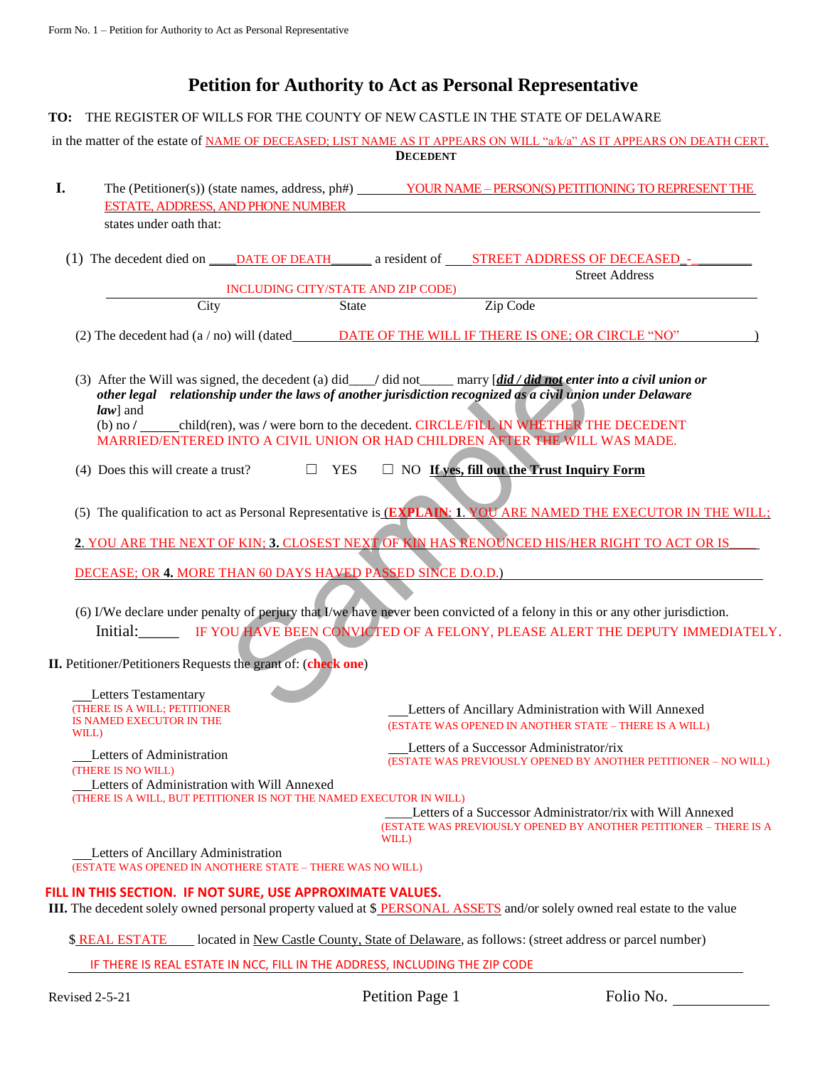# Petition for Authority to Act as Personal Representative

**TO:** THE REGISTER OF WILLS FOR THE COUNTY OF NEW CASTLE IN THE STATE OF DELAWARE

in the matter of the estate of NAME OF DECEASED; LIST NAME AS IT APPEARS ON WILL "a/k/a" AS IT APPEARS ON DEATH CERT.

**DECEDENT**

**I.** The (Petitioner(s)) (state names, address, ph#) YOUR NAME – PERSON(S) PETITIONING TO REPRESENT THE ESTATE, ADDRESS, AND PHONE NUMBER

states under oath that:

(1) The decedent died on ____DATE OF DEATH______ a resident of ____STREET ADDRESS OF DECEASED - ________
Street Address

INCLUDING CITY/STATE AND ZIP CODE)
City State Zip Code

(2) The decedent had (a / no) will (dated DATE OF THE WILL IF THERE IS ONE; OR CIRCLE "NO" )

(3) After the Will was signed, the decedent (a) did____/ did not_____ marry [***did / did not** enter into a civil union or other legal relationship under the laws of another jurisdiction recognized as a civil union under Delaware law*] and
(b) no / ______child(ren), was / were born to the decedent. CIRCLE/FILL IN WHETHER THE DECEDENT MARRIED/ENTERED INTO A CIVIL UNION OR HAD CHILDREN AFTER THE WILL WAS MADE.

(4) Does this will create a trust? ☐ YES ☐ NO **If yes, fill out the Trust Inquiry Form**

(5) The qualification to act as Personal Representative is (**EXPLAIN**: **1**. YOU ARE NAMED THE EXECUTOR IN THE WILL; **2**. YOU ARE THE NEXT OF KIN; **3.** CLOSEST NEXT OF KIN HAS RENOUNCED HIS/HER RIGHT TO ACT OR IS DECEASE; OR **4.** MORE THAN 60 DAYS HAVED PASSED SINCE D.O.D.)

(6) I/We declare under penalty of perjury that I/we have never been convicted of a felony in this or any other jurisdiction.
Initial:______ IF YOU HAVE BEEN CONVICTED OF A FELONY, PLEASE ALERT THE DEPUTY IMMEDIATELY.

**II.** Petitioner/Petitioners Requests the grant of: (**check one**)

___Letters Testamentary
(THERE IS A WILL; PETITIONER IS NAMED EXECUTOR IN THE WILL)

___Letters of Administration
(THERE IS NO WILL)

___Letters of Administration with Will Annexed
(THERE IS A WILL, BUT PETITIONER IS NOT THE NAMED EXECUTOR IN WILL)

___Letters of Ancillary Administration
(ESTATE WAS OPENED IN ANOTHERE STATE – THERE WAS NO WILL)

___Letters of Ancillary Administration with Will Annexed
(ESTATE WAS OPENED IN ANOTHER STATE – THERE IS A WILL)

___Letters of a Successor Administrator/rix
(ESTATE WAS PREVIOUSLY OPENED BY ANOTHER PETITIONER – NO WILL)

____Letters of a Successor Administrator/rix with Will Annexed
(ESTATE WAS PREVIOUSLY OPENED BY ANOTHER PETITIONER – THERE IS A WILL)

**FILL IN THIS SECTION. IF NOT SURE, USE APPROXIMATE VALUES.**

**III.** The decedent solely owned personal property valued at $ PERSONAL ASSETS and/or solely owned real estate to the value

$ REAL ESTATE located in New Castle County, State of Delaware, as follows: (street address or parcel number)

IF THERE IS REAL ESTATE IN NCC, FILL IN THE ADDRESS, INCLUDING THE ZIP CODE

Revised 2-5-21 Folio No. ____________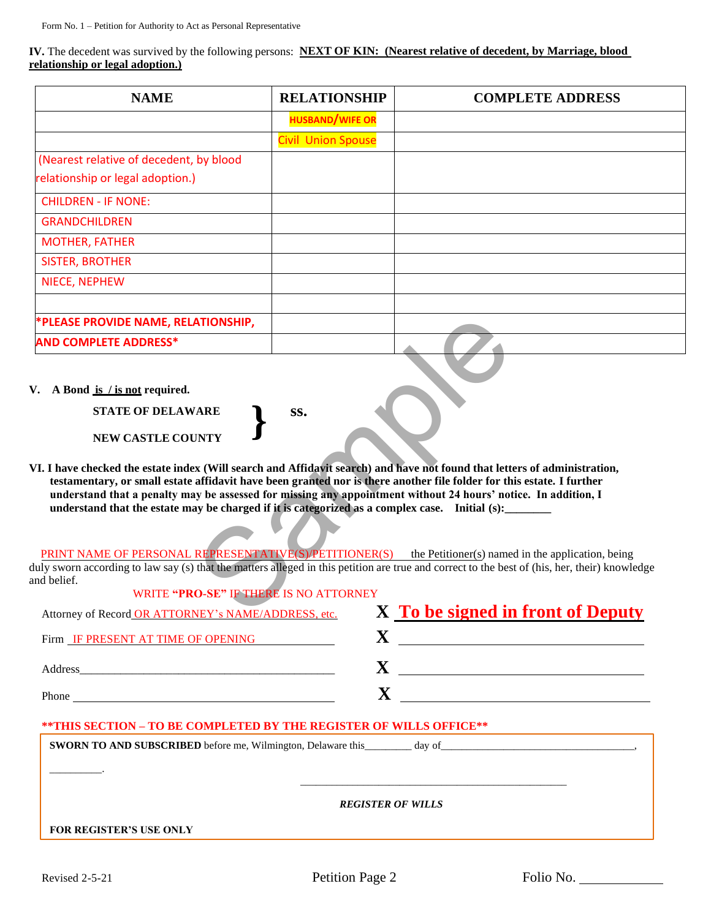**IV.** The decedent was survived by the following persons: **NEXT OF KIN: (Nearest relative of decedent, by Marriage, blood relationship or legal adoption.)**

| NAME | RELATIONSHIP | COMPLETE ADDRESS |
|---|---|---|
| | HUSBAND/WIFE OR | |
| | Civil Union Spouse | |
| (Nearest relative of decedent, by blood relationship or legal adoption.) | | |
| CHILDREN - IF NONE: | | |
| GRANDCHILDREN | | |
| MOTHER, FATHER | | |
| SISTER, BROTHER | | |
| NIECE, NEPHEW | | |
| | | |
| ***PLEASE PROVIDE NAME, RELATIONSHIP,** | | |
| **AND COMPLETE ADDRESS*** | | |

**V. A Bond is / is not required.**

**STATE OF DELAWARE** } **ss.**
**NEW CASTLE COUNTY**

**VI. I have checked the estate index (Will search and Affidavit search) and have not found that letters of administration, testamentary, or small estate affidavit have been granted nor is there another file folder for this estate. I further understand that a penalty may be assessed for missing any appointment without 24 hours' notice. In addition, I understand that the estate may be charged if it is categorized as a complex case. Initial (s):________**

PRINT NAME OF PERSONAL REPRESENTATIVE(S)/PETITIONER(S) the Petitioner(s) named in the application, being duly sworn according to law say (s) that the matters alleged in this petition are true and correct to the best of (his, her, their) knowledge and belief.

WRITE **"PRO-SE"** IF THERE IS NO ATTORNEY

Attorney of Record OR ATTORNEY's NAME/ADDRESS, etc. **X To be signed in front of Deputy**

Firm IF PRESENT AT TIME OF OPENING **X** ________________________

Address________________________ **X** ________________________

Phone ________________________ **X** ________________________

****THIS SECTION – TO BE COMPLETED BY THE REGISTER OF WILLS OFFICE****

**SWORN TO AND SUBSCRIBED** before me, Wilmington, Delaware this________ day of________________________,

_________.

________________________

***REGISTER OF WILLS***

**FOR REGISTER'S USE ONLY**

Revised 2-5-21 Petition Page 2 Folio No. ____________